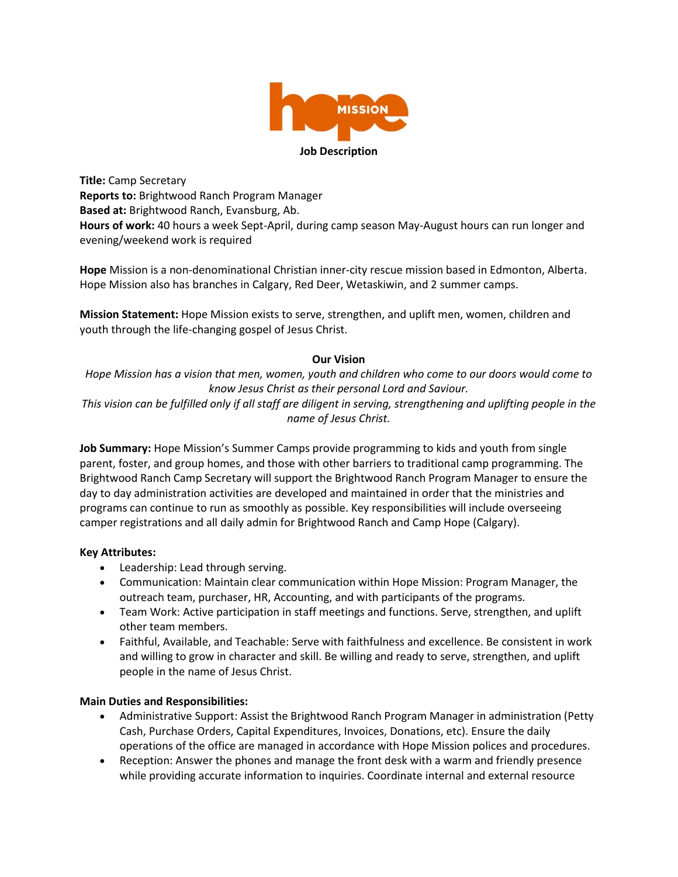hope MISSION

**Job Description**

**Title:** Camp Secretary
**Reports to:** Brightwood Ranch Program Manager
**Based at:** Brightwood Ranch, Evansburg, Ab.
**Hours of work:** 40 hours a week Sept-April, during camp season May-August hours can run longer and evening/weekend work is required

**Hope** Mission is a non-denominational Christian inner-city rescue mission based in Edmonton, Alberta. Hope Mission also has branches in Calgary, Red Deer, Wetaskiwin, and 2 summer camps.

**Mission Statement:** Hope Mission exists to serve, strengthen, and uplift men, women, children and youth through the life-changing gospel of Jesus Christ.

**Our Vision**

*Hope Mission has a vision that men, women, youth and children who come to our doors would come to know Jesus Christ as their personal Lord and Saviour.*
*This vision can be fulfilled only if all staff are diligent in serving, strengthening and uplifting people in the name of Jesus Christ.*

**Job Summary:** Hope Mission's Summer Camps provide programming to kids and youth from single parent, foster, and group homes, and those with other barriers to traditional camp programming. The Brightwood Ranch Camp Secretary will support the Brightwood Ranch Program Manager to ensure the day to day administration activities are developed and maintained in order that the ministries and programs can continue to run as smoothly as possible. Key responsibilities will include overseeing camper registrations and all daily admin for Brightwood Ranch and Camp Hope (Calgary).

**Key Attributes:**

- Leadership: Lead through serving.
- Communication: Maintain clear communication within Hope Mission: Program Manager, the outreach team, purchaser, HR, Accounting, and with participants of the programs.
- Team Work: Active participation in staff meetings and functions. Serve, strengthen, and uplift other team members.
- Faithful, Available, and Teachable: Serve with faithfulness and excellence. Be consistent in work and willing to grow in character and skill. Be willing and ready to serve, strengthen, and uplift people in the name of Jesus Christ.

**Main Duties and Responsibilities:**

- Administrative Support: Assist the Brightwood Ranch Program Manager in administration (Petty Cash, Purchase Orders, Capital Expenditures, Invoices, Donations, etc). Ensure the daily operations of the office are managed in accordance with Hope Mission polices and procedures.
- Reception: Answer the phones and manage the front desk with a warm and friendly presence while providing accurate information to inquiries. Coordinate internal and external resource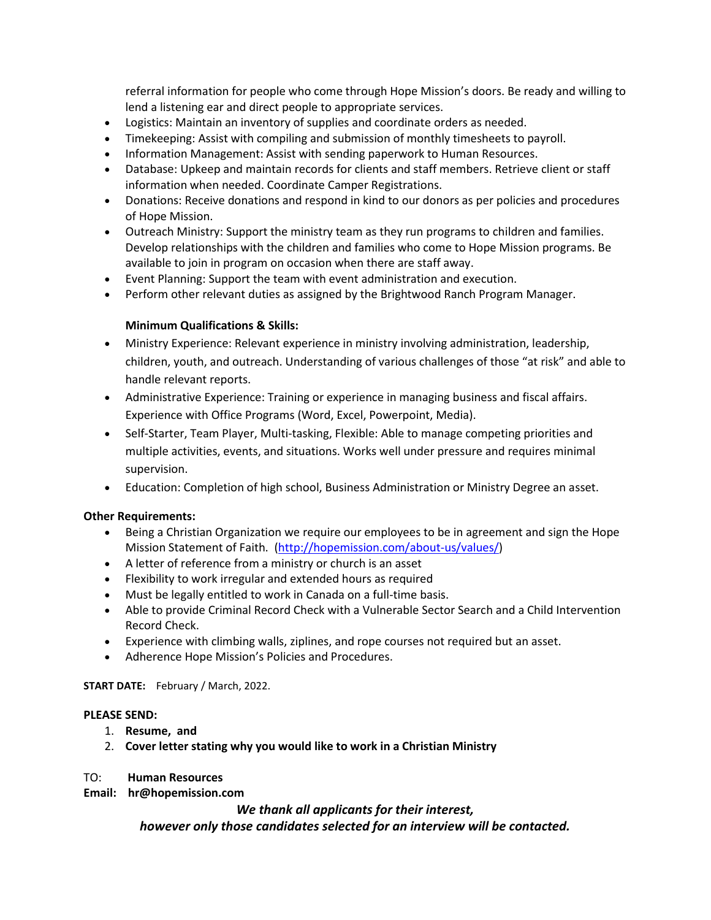referral information for people who come through Hope Mission's doors. Be ready and willing to lend a listening ear and direct people to appropriate services.

- Logistics: Maintain an inventory of supplies and coordinate orders as needed.
- Timekeeping: Assist with compiling and submission of monthly timesheets to payroll.
- Information Management: Assist with sending paperwork to Human Resources.
- Database: Upkeep and maintain records for clients and staff members. Retrieve client or staff information when needed. Coordinate Camper Registrations.
- Donations: Receive donations and respond in kind to our donors as per policies and procedures of Hope Mission.
- Outreach Ministry: Support the ministry team as they run programs to children and families. Develop relationships with the children and families who come to Hope Mission programs. Be available to join in program on occasion when there are staff away.
- Event Planning: Support the team with event administration and execution.
- Perform other relevant duties as assigned by the Brightwood Ranch Program Manager.

**Minimum Qualifications & Skills:**

- Ministry Experience: Relevant experience in ministry involving administration, leadership, children, youth, and outreach. Understanding of various challenges of those "at risk" and able to handle relevant reports.
- Administrative Experience: Training or experience in managing business and fiscal affairs. Experience with Office Programs (Word, Excel, Powerpoint, Media).
- Self-Starter, Team Player, Multi-tasking, Flexible: Able to manage competing priorities and multiple activities, events, and situations. Works well under pressure and requires minimal supervision.
- Education: Completion of high school, Business Administration or Ministry Degree an asset.

**Other Requirements:**

- Being a Christian Organization we require our employees to be in agreement and sign the Hope Mission Statement of Faith. (http://hopemission.com/about-us/values/)
- A letter of reference from a ministry or church is an asset
- Flexibility to work irregular and extended hours as required
- Must be legally entitled to work in Canada on a full-time basis.
- Able to provide Criminal Record Check with a Vulnerable Sector Search and a Child Intervention Record Check.
- Experience with climbing walls, ziplines, and rope courses not required but an asset.
- Adherence Hope Mission's Policies and Procedures.

**START DATE:** February / March, 2022.

**PLEASE SEND:**

1. **Resume, and**
2. **Cover letter stating why you would like to work in a Christian Ministry**

TO: **Human Resources**
**Email: hr@hopemission.com**

***We thank all applicants for their interest, however only those candidates selected for an interview will be contacted.***